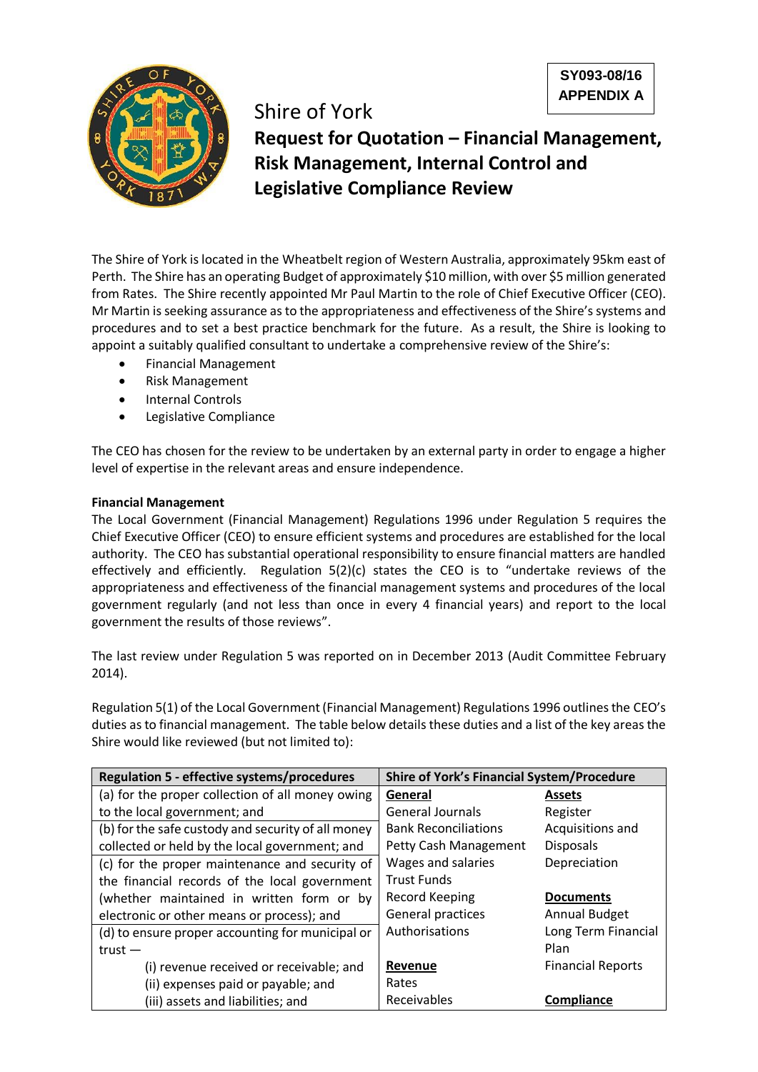SY093-08/16
APPENDIX A

# Shire of York

## Request for Quotation – Financial Management, Risk Management, Internal Control and Legislative Compliance Review

The Shire of York is located in the Wheatbelt region of Western Australia, approximately 95km east of Perth. The Shire has an operating Budget of approximately $10 million, with over $5 million generated from Rates. The Shire recently appointed Mr Paul Martin to the role of Chief Executive Officer (CEO). Mr Martin is seeking assurance as to the appropriateness and effectiveness of the Shire's systems and procedures and to set a best practice benchmark for the future. As a result, the Shire is looking to appoint a suitably qualified consultant to undertake a comprehensive review of the Shire's:

- Financial Management
- Risk Management
- Internal Controls
- Legislative Compliance

The CEO has chosen for the review to be undertaken by an external party in order to engage a higher level of expertise in the relevant areas and ensure independence.

**Financial Management**

The Local Government (Financial Management) Regulations 1996 under Regulation 5 requires the Chief Executive Officer (CEO) to ensure efficient systems and procedures are established for the local authority. The CEO has substantial operational responsibility to ensure financial matters are handled effectively and efficiently. Regulation 5(2)(c) states the CEO is to "undertake reviews of the appropriateness and effectiveness of the financial management systems and procedures of the local government regularly (and not less than once in every 4 financial years) and report to the local government the results of those reviews".

The last review under Regulation 5 was reported on in December 2013 (Audit Committee February 2014).

Regulation 5(1) of the Local Government (Financial Management) Regulations 1996 outlines the CEO's duties as to financial management. The table below details these duties and a list of the key areas the Shire would like reviewed (but not limited to):

| Regulation 5 - effective systems/procedures | Shire of York's Financial System/Procedure | |
|---|---|---|
| (a) for the proper collection of all money owing to the local government; and | **General**<br>General Journals | **Assets**<br>Register |
| (b) for the safe custody and security of all money collected or held by the local government; and | Bank Reconciliations<br>Petty Cash Management | Acquisitions and Disposals |
| (c) for the proper maintenance and security of the financial records of the local government (whether maintained in written form or by electronic or other means or process); and | Wages and salaries<br>Trust Funds<br>Record Keeping<br>General practices | Depreciation<br><br>**Documents**<br>Annual Budget |
| (d) to ensure proper accounting for municipal or trust —<br>(i) revenue received or receivable; and<br>(ii) expenses paid or payable; and<br>(iii) assets and liabilities; and | Authorisations<br><br>**Revenue**<br>Rates<br>Receivables | Long Term Financial Plan<br>Financial Reports<br><br>**Compliance** |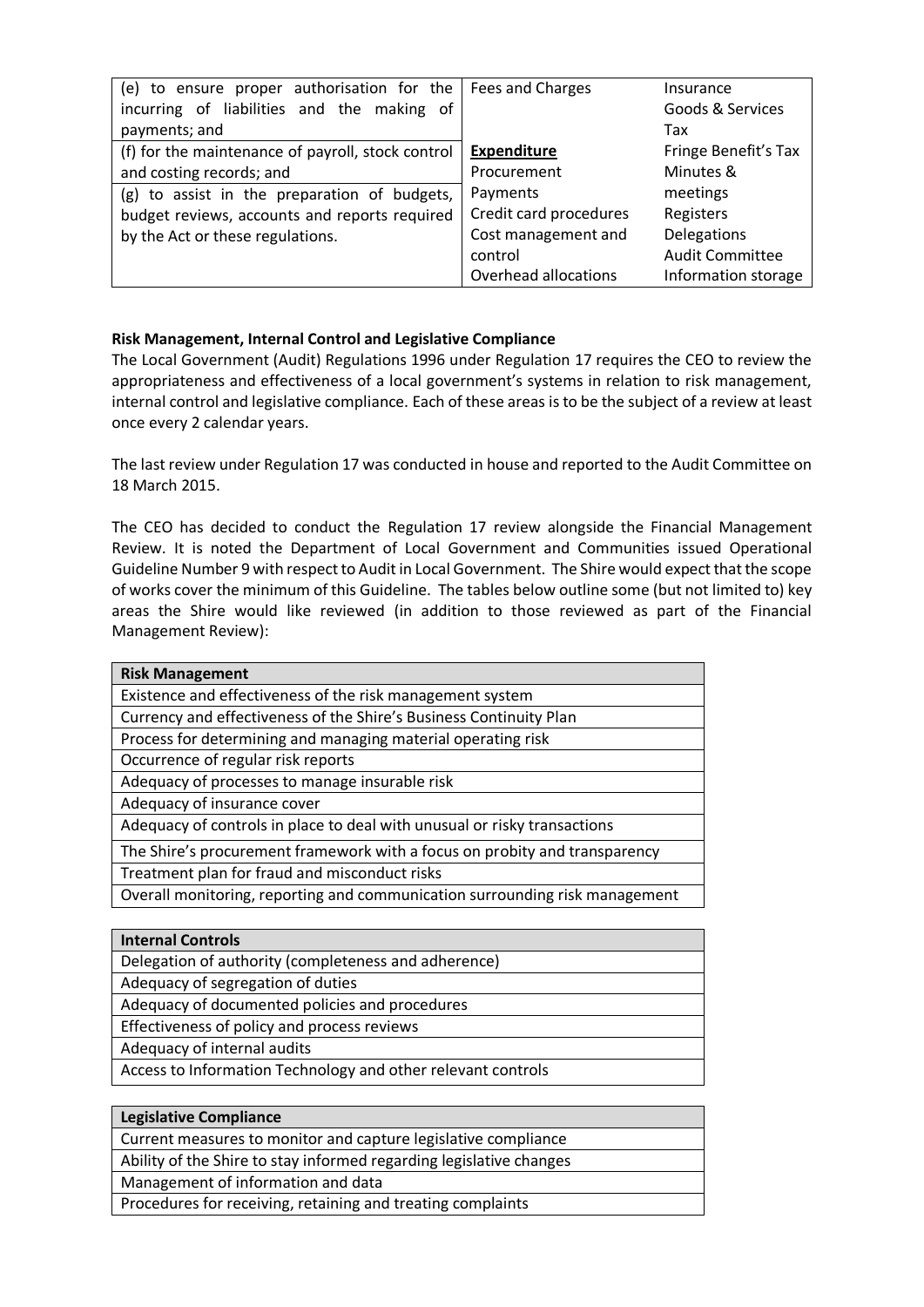| (e) to ensure proper authorisation for the incurring of liabilities and the making of payments; and | Fees and Charges | Insurance<br>Goods & Services Tax |
|---|---|---|
| (f) for the maintenance of payroll, stock control and costing records; and | **Expenditure**<br>Procurement | Fringe Benefit's Tax<br>Minutes & |
| (g) to assist in the preparation of budgets, budget reviews, accounts and reports required by the Act or these regulations. | Payments<br>Credit card procedures<br>Cost management and control<br>Overhead allocations | meetings<br>Registers<br>Delegations<br>Audit Committee<br>Information storage |

**Risk Management, Internal Control and Legislative Compliance**

The Local Government (Audit) Regulations 1996 under Regulation 17 requires the CEO to review the appropriateness and effectiveness of a local government's systems in relation to risk management, internal control and legislative compliance. Each of these areas is to be the subject of a review at least once every 2 calendar years.

The last review under Regulation 17 was conducted in house and reported to the Audit Committee on 18 March 2015.

The CEO has decided to conduct the Regulation 17 review alongside the Financial Management Review. It is noted the Department of Local Government and Communities issued Operational Guideline Number 9 with respect to Audit in Local Government. The Shire would expect that the scope of works cover the minimum of this Guideline. The tables below outline some (but not limited to) key areas the Shire would like reviewed (in addition to those reviewed as part of the Financial Management Review):

| Risk Management |
|---|
| Existence and effectiveness of the risk management system |
| Currency and effectiveness of the Shire's Business Continuity Plan |
| Process for determining and managing material operating risk |
| Occurrence of regular risk reports |
| Adequacy of processes to manage insurable risk |
| Adequacy of insurance cover |
| Adequacy of controls in place to deal with unusual or risky transactions |
| The Shire's procurement framework with a focus on probity and transparency |
| Treatment plan for fraud and misconduct risks |
| Overall monitoring, reporting and communication surrounding risk management |

| Internal Controls |
|---|
| Delegation of authority (completeness and adherence) |
| Adequacy of segregation of duties |
| Adequacy of documented policies and procedures |
| Effectiveness of policy and process reviews |
| Adequacy of internal audits |
| Access to Information Technology and other relevant controls |

| Legislative Compliance |
|---|
| Current measures to monitor and capture legislative compliance |
| Ability of the Shire to stay informed regarding legislative changes |
| Management of information and data |
| Procedures for receiving, retaining and treating complaints |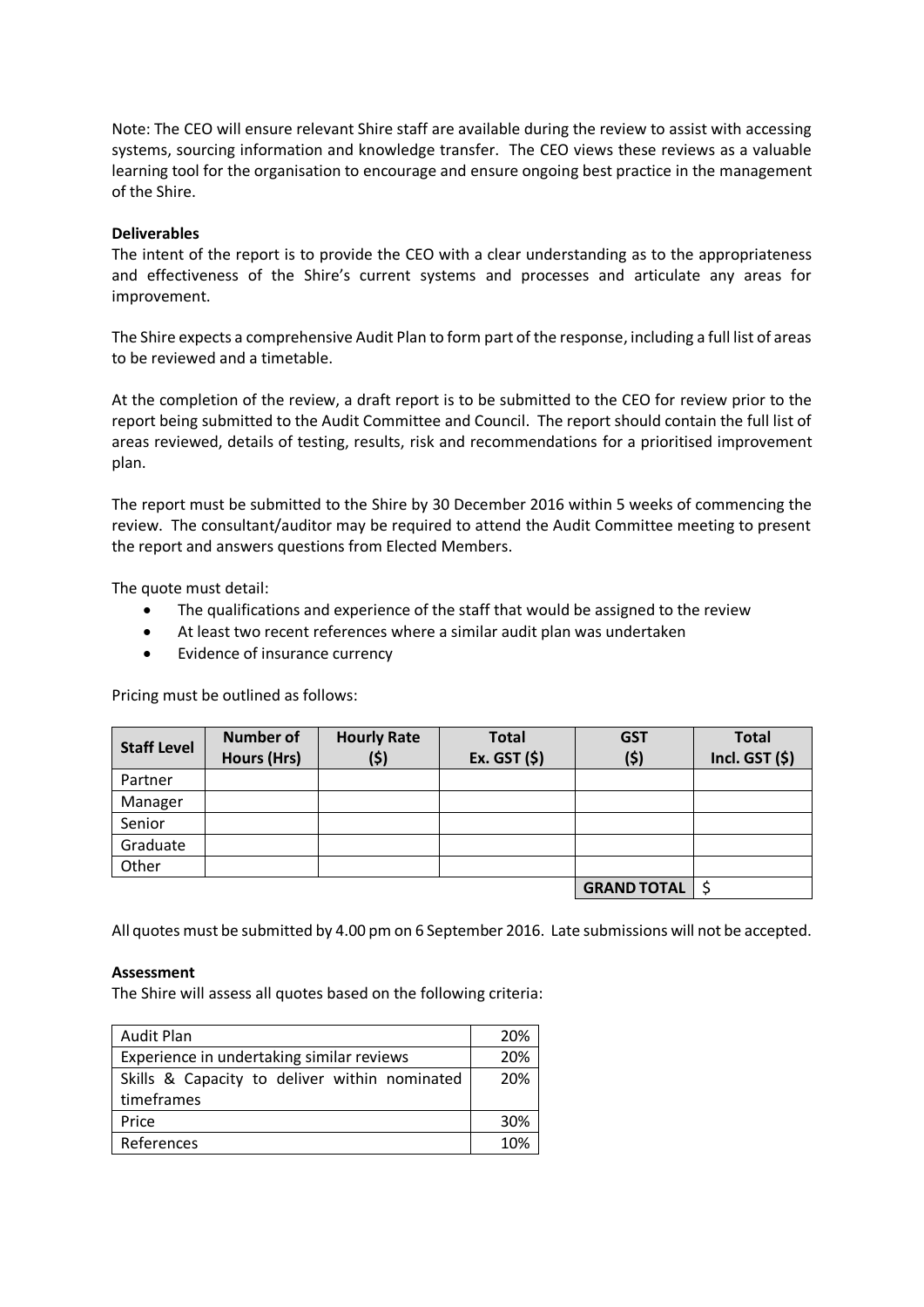Note: The CEO will ensure relevant Shire staff are available during the review to assist with accessing systems, sourcing information and knowledge transfer. The CEO views these reviews as a valuable learning tool for the organisation to encourage and ensure ongoing best practice in the management of the Shire.

**Deliverables**

The intent of the report is to provide the CEO with a clear understanding as to the appropriateness and effectiveness of the Shire's current systems and processes and articulate any areas for improvement.

The Shire expects a comprehensive Audit Plan to form part of the response, including a full list of areas to be reviewed and a timetable.

At the completion of the review, a draft report is to be submitted to the CEO for review prior to the report being submitted to the Audit Committee and Council. The report should contain the full list of areas reviewed, details of testing, results, risk and recommendations for a prioritised improvement plan.

The report must be submitted to the Shire by 30 December 2016 within 5 weeks of commencing the review. The consultant/auditor may be required to attend the Audit Committee meeting to present the report and answers questions from Elected Members.

The quote must detail:

- The qualifications and experience of the staff that would be assigned to the review
- At least two recent references where a similar audit plan was undertaken
- Evidence of insurance currency

Pricing must be outlined as follows:

| Staff Level | Number of Hours (Hrs) | Hourly Rate ($) | Total Ex. GST ($) | GST ($) | Total Incl. GST ($) |
|---|---|---|---|---|---|
| Partner | | | | | |
| Manager | | | | | |
| Senior | | | | | |
| Graduate | | | | | |
| Other | | | | | |
| | | | | **GRAND TOTAL** | $ |

All quotes must be submitted by 4.00 pm on 6 September 2016. Late submissions will not be accepted.

**Assessment**

The Shire will assess all quotes based on the following criteria:

| | |
|---|---|
| Audit Plan | 20% |
| Experience in undertaking similar reviews | 20% |
| Skills & Capacity to deliver within nominated timeframes | 20% |
| Price | 30% |
| References | 10% |